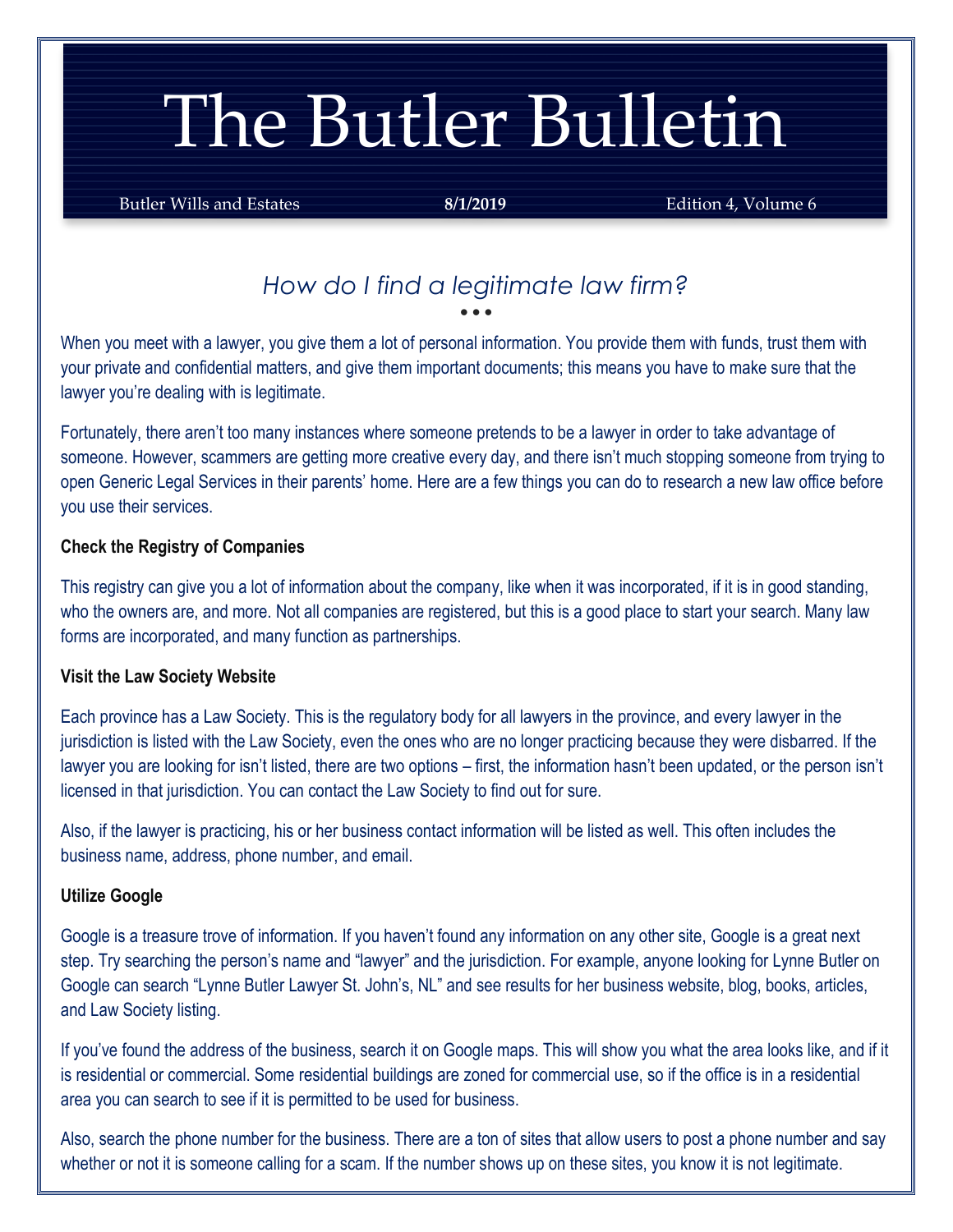# The Butler Bulletin

Butler Wills and Estates **8/1/2019** Edition 4, Volume 6

## *How do I find a legitimate law firm?*

When you meet with a lawyer, you give them a lot of personal information. You provide them with funds, trust them with your private and confidential matters, and give them important documents; this means you have to make sure that the lawyer you're dealing with is legitimate.

Fortunately, there aren't too many instances where someone pretends to be a lawyer in order to take advantage of someone. However, scammers are getting more creative every day, and there isn't much stopping someone from trying to open Generic Legal Services in their parents' home. Here are a few things you can do to research a new law office before you use their services.

**Check the Registry of Companies**

This registry can give you a lot of information about the company, like when it was incorporated, if it is in good standing, who the owners are, and more. Not all companies are registered, but this is a good place to start your search. Many law forms are incorporated, and many function as partnerships.

**Visit the Law Society Website**

Each province has a Law Society. This is the regulatory body for all lawyers in the province, and every lawyer in the jurisdiction is listed with the Law Society, even the ones who are no longer practicing because they were disbarred. If the lawyer you are looking for isn't listed, there are two options – first, the information hasn't been updated, or the person isn't licensed in that jurisdiction. You can contact the Law Society to find out for sure.

Also, if the lawyer is practicing, his or her business contact information will be listed as well. This often includes the business name, address, phone number, and email.

**Utilize Google**

Google is a treasure trove of information. If you haven't found any information on any other site, Google is a great next step. Try searching the person's name and "lawyer" and the jurisdiction. For example, anyone looking for Lynne Butler on Google can search "Lynne Butler Lawyer St. John's, NL" and see results for her business website, blog, books, articles, and Law Society listing.

If you've found the address of the business, search it on Google maps. This will show you what the area looks like, and if it is residential or commercial. Some residential buildings are zoned for commercial use, so if the office is in a residential area you can search to see if it is permitted to be used for business.

Also, search the phone number for the business. There are a ton of sites that allow users to post a phone number and say whether or not it is someone calling for a scam. If the number shows up on these sites, you know it is not legitimate.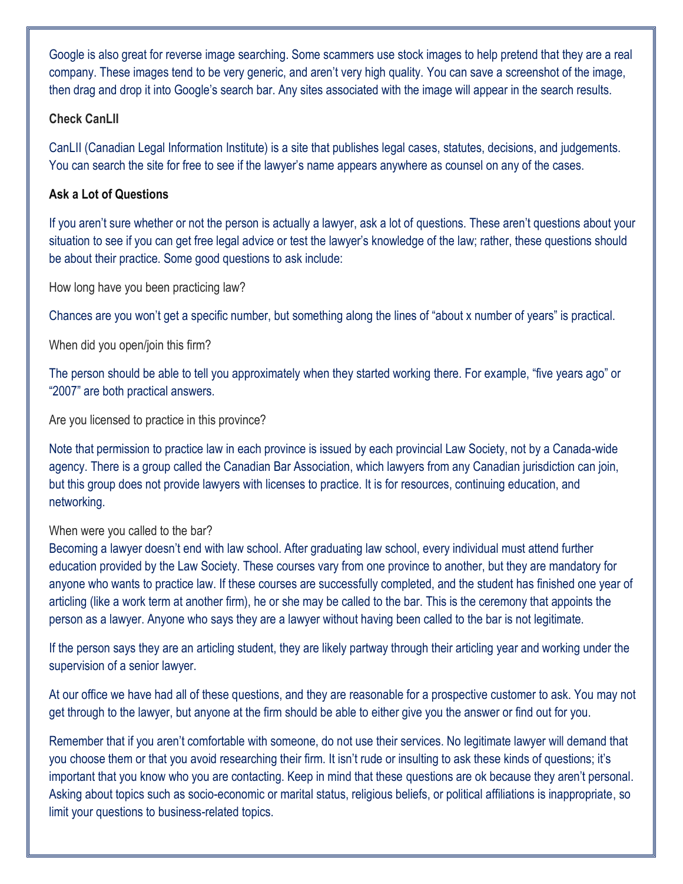Google is also great for reverse image searching. Some scammers use stock images to help pretend that they are a real company. These images tend to be very generic, and aren't very high quality. You can save a screenshot of the image, then drag and drop it into Google's search bar. Any sites associated with the image will appear in the search results.

**Check CanLII**

CanLII (Canadian Legal Information Institute) is a site that publishes legal cases, statutes, decisions, and judgements. You can search the site for free to see if the lawyer's name appears anywhere as counsel on any of the cases.

**Ask a Lot of Questions**

If you aren't sure whether or not the person is actually a lawyer, ask a lot of questions. These aren't questions about your situation to see if you can get free legal advice or test the lawyer's knowledge of the law; rather, these questions should be about their practice. Some good questions to ask include:

How long have you been practicing law?

Chances are you won't get a specific number, but something along the lines of "about x number of years" is practical.

When did you open/join this firm?

The person should be able to tell you approximately when they started working there. For example, "five years ago" or "2007" are both practical answers.

Are you licensed to practice in this province?

Note that permission to practice law in each province is issued by each provincial Law Society, not by a Canada-wide agency. There is a group called the Canadian Bar Association, which lawyers from any Canadian jurisdiction can join, but this group does not provide lawyers with licenses to practice. It is for resources, continuing education, and networking.

When were you called to the bar?

Becoming a lawyer doesn't end with law school. After graduating law school, every individual must attend further education provided by the Law Society. These courses vary from one province to another, but they are mandatory for anyone who wants to practice law. If these courses are successfully completed, and the student has finished one year of articling (like a work term at another firm), he or she may be called to the bar. This is the ceremony that appoints the person as a lawyer. Anyone who says they are a lawyer without having been called to the bar is not legitimate.

If the person says they are an articling student, they are likely partway through their articling year and working under the supervision of a senior lawyer.

At our office we have had all of these questions, and they are reasonable for a prospective customer to ask. You may not get through to the lawyer, but anyone at the firm should be able to either give you the answer or find out for you.

Remember that if you aren't comfortable with someone, do not use their services. No legitimate lawyer will demand that you choose them or that you avoid researching their firm. It isn't rude or insulting to ask these kinds of questions; it's important that you know who you are contacting. Keep in mind that these questions are ok because they aren't personal. Asking about topics such as socio-economic or marital status, religious beliefs, or political affiliations is inappropriate, so limit your questions to business-related topics.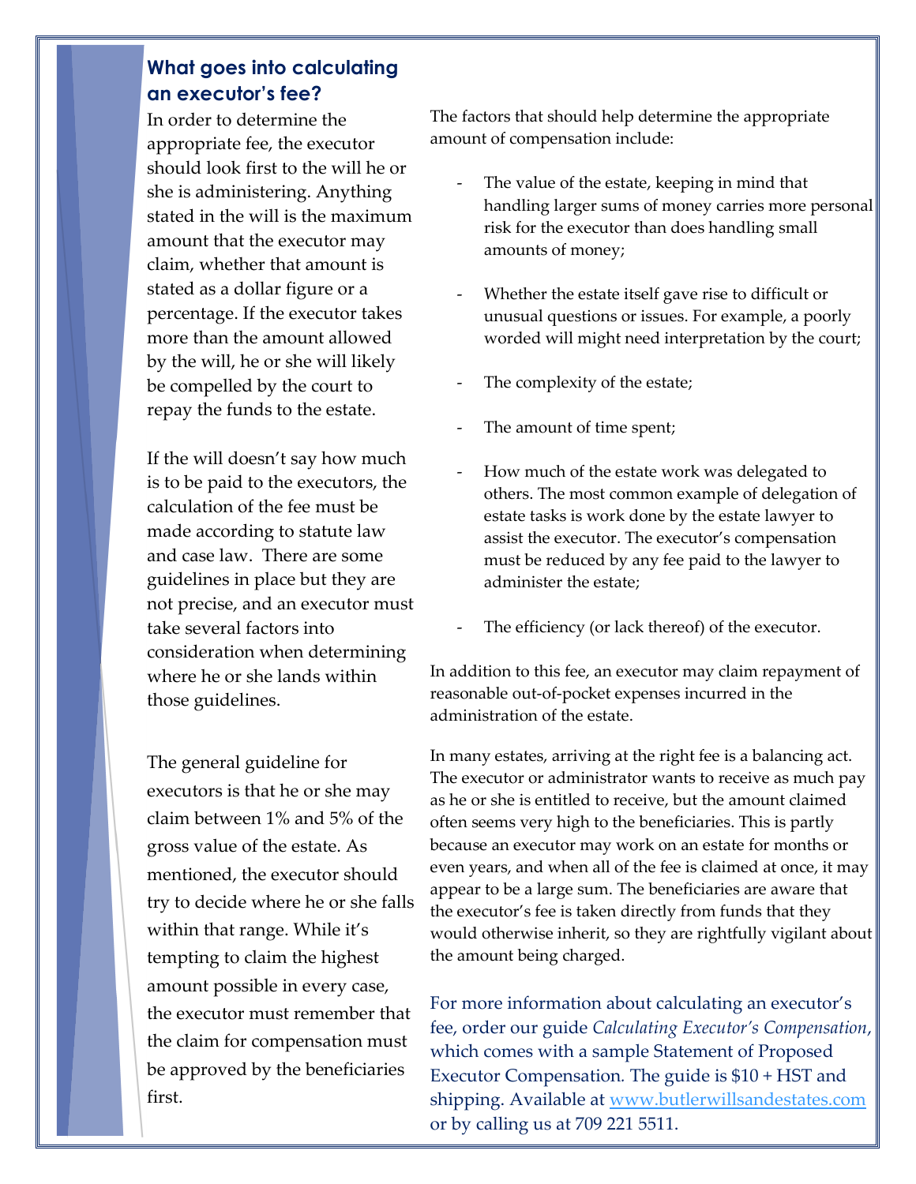## What goes into calculating an executor's fee?

In order to determine the appropriate fee, the executor should look first to the will he or she is administering. Anything stated in the will is the maximum amount that the executor may claim, whether that amount is stated as a dollar figure or a percentage. If the executor takes more than the amount allowed by the will, he or she will likely be compelled by the court to repay the funds to the estate.

If the will doesn't say how much is to be paid to the executors, the calculation of the fee must be made according to statute law and case law. There are some guidelines in place but they are not precise, and an executor must take several factors into consideration when determining where he or she lands within those guidelines.

The general guideline for executors is that he or she may claim between 1% and 5% of the gross value of the estate. As mentioned, the executor should try to decide where he or she falls within that range. While it's tempting to claim the highest amount possible in every case, the executor must remember that the claim for compensation must be approved by the beneficiaries first.

The factors that should help determine the appropriate amount of compensation include:

- The value of the estate, keeping in mind that handling larger sums of money carries more personal risk for the executor than does handling small amounts of money;
- Whether the estate itself gave rise to difficult or unusual questions or issues. For example, a poorly worded will might need interpretation by the court;
- The complexity of the estate;
- The amount of time spent;
- How much of the estate work was delegated to others. The most common example of delegation of estate tasks is work done by the estate lawyer to assist the executor. The executor's compensation must be reduced by any fee paid to the lawyer to administer the estate;
- The efficiency (or lack thereof) of the executor.

In addition to this fee, an executor may claim repayment of reasonable out-of-pocket expenses incurred in the administration of the estate.

In many estates, arriving at the right fee is a balancing act. The executor or administrator wants to receive as much pay as he or she is entitled to receive, but the amount claimed often seems very high to the beneficiaries. This is partly because an executor may work on an estate for months or even years, and when all of the fee is claimed at once, it may appear to be a large sum. The beneficiaries are aware that the executor's fee is taken directly from funds that they would otherwise inherit, so they are rightfully vigilant about the amount being charged.

For more information about calculating an executor's fee, order our guide *Calculating Executor's Compensation*, which comes with a sample Statement of Proposed Executor Compensation. The guide is $10 + HST and shipping. Available at [www.butlerwillsandestates.com](http://www.butlerwillsandestates.com) or by calling us at 709 221 5511.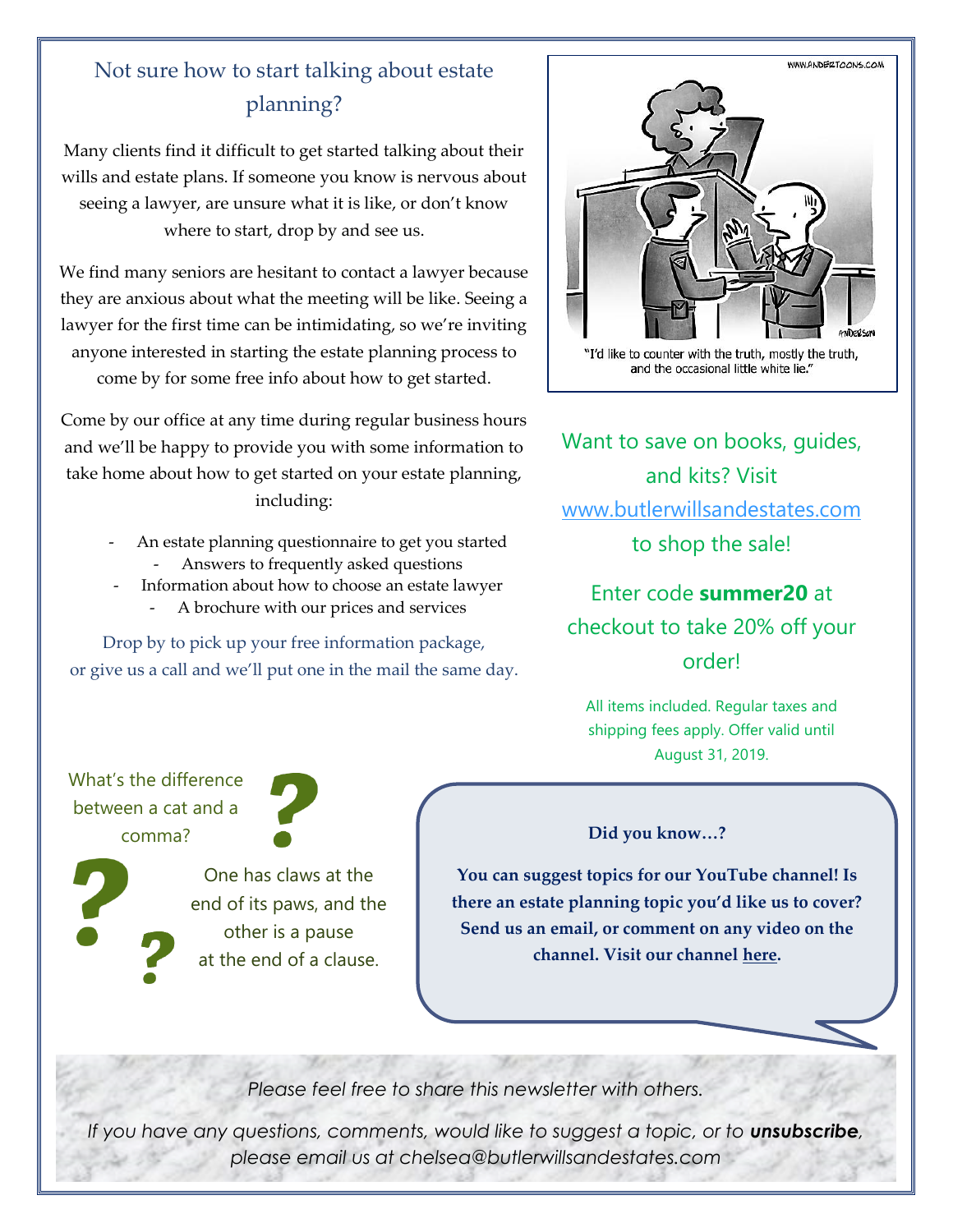## Not sure how to start talking about estate planning?

Many clients find it difficult to get started talking about their wills and estate plans. If someone you know is nervous about seeing a lawyer, are unsure what it is like, or don't know where to start, drop by and see us.

We find many seniors are hesitant to contact a lawyer because they are anxious about what the meeting will be like. Seeing a lawyer for the first time can be intimidating, so we're inviting anyone interested in starting the estate planning process to come by for some free info about how to get started.

Come by our office at any time during regular business hours and we'll be happy to provide you with some information to take home about how to get started on your estate planning, including:

- An estate planning questionnaire to get you started
- Answers to frequently asked questions
- Information about how to choose an estate lawyer
- A brochure with our prices and services

Drop by to pick up your free information package, or give us a call and we'll put one in the mail the same day.

WWW.ANDERTOONS.COM

"I'd like to counter with the truth, mostly the truth, and the occasional little white lie."

Want to save on books, guides, and kits? Visit www.butlerwillsandestates.com to shop the sale!

Enter code **summer20** at checkout to take 20% off your order!

All items included. Regular taxes and shipping fees apply. Offer valid until August 31, 2019.

What's the difference between a cat and a comma?

One has claws at the end of its paws, and the other is a pause at the end of a clause.

**Did you know…?**

**You can suggest topics for our YouTube channel! Is there an estate planning topic you'd like us to cover? Send us an email, or comment on any video on the channel. Visit our channel here.**

*Please feel free to share this newsletter with others.*

*If you have any questions, comments, would like to suggest a topic, or to **unsubscribe**, please email us at chelsea@butlerwillsandestates.com*